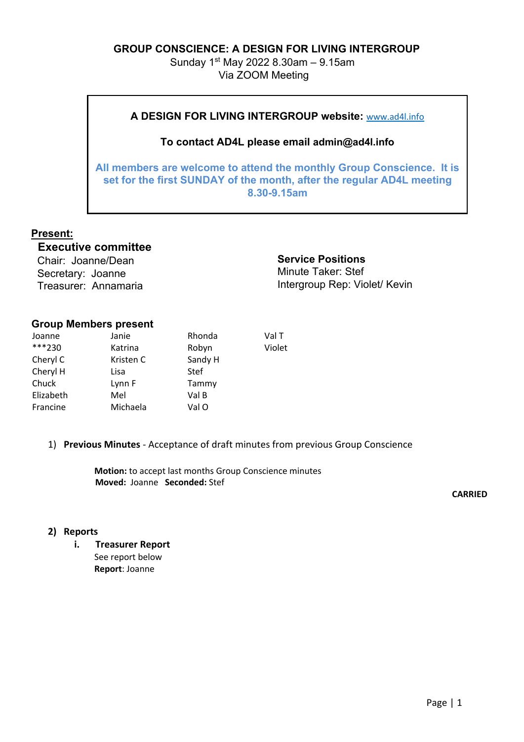# GROUP CONSCIENCE: A DESIGN FOR LIVING INTERGROUP

Sunday 1st May 2022 8.30am – 9.15am
Via ZOOM Meeting

**A DESIGN FOR LIVING INTERGROUP website:** www.ad4l.info

**To contact AD4L please email admin@ad4l.info**

**All members are welcome to attend the monthly Group Conscience. It is set for the first SUNDAY of the month, after the regular AD4L meeting 8.30-9.15am**

## Present:

### Executive committee

Chair: Joanne/Dean
Secretary: Joanne
Treasurer: Annamaria

### Service Positions

Minute Taker: Stef
Intergroup Rep: Violet/ Kevin

### Group Members present

| | | | |
|---|---|---|---|
| Joanne | Janie | Rhonda | Val T |
| ***230 | Katrina | Robyn | Violet |
| Cheryl C | Kristen C | Sandy H | |
| Cheryl H | Lisa | Stef | |
| Chuck | Lynn F | Tammy | |
| Elizabeth | Mel | Val B | |
| Francine | Michaela | Val O | |

1) **Previous Minutes** - Acceptance of draft minutes from previous Group Conscience

**Motion:** to accept last months Group Conscience minutes
**Moved:** Joanne **Seconded:** Stef

**CARRIED**

2) **Reports**

i. **Treasurer Report**

See report below
**Report**: Joanne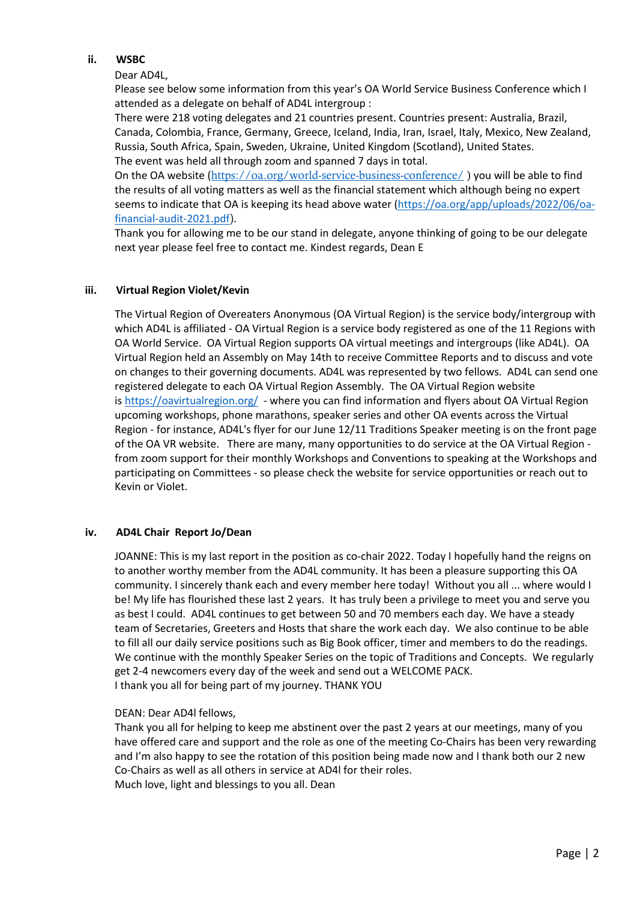### ii. WSBC

Dear AD4L,

Please see below some information from this year's OA World Service Business Conference which I attended as a delegate on behalf of AD4L intergroup :

There were 218 voting delegates and 21 countries present. Countries present: Australia, Brazil, Canada, Colombia, France, Germany, Greece, Iceland, India, Iran, Israel, Italy, Mexico, New Zealand, Russia, South Africa, Spain, Sweden, Ukraine, United Kingdom (Scotland), United States.

The event was held all through zoom and spanned 7 days in total.

On the OA website (https://oa.org/world-service-business-conference/ ) you will be able to find the results of all voting matters as well as the financial statement which although being no expert seems to indicate that OA is keeping its head above water (https://oa.org/app/uploads/2022/06/oa-financial-audit-2021.pdf).

Thank you for allowing me to be our stand in delegate, anyone thinking of going to be our delegate next year please feel free to contact me. Kindest regards, Dean E

### iii. Virtual Region Violet/Kevin

The Virtual Region of Overeaters Anonymous (OA Virtual Region) is the service body/intergroup with which AD4L is affiliated - OA Virtual Region is a service body registered as one of the 11 Regions with OA World Service. OA Virtual Region supports OA virtual meetings and intergroups (like AD4L). OA Virtual Region held an Assembly on May 14th to receive Committee Reports and to discuss and vote on changes to their governing documents. AD4L was represented by two fellows. AD4L can send one registered delegate to each OA Virtual Region Assembly. The OA Virtual Region website is https://oavirtualregion.org/ - where you can find information and flyers about OA Virtual Region upcoming workshops, phone marathons, speaker series and other OA events across the Virtual Region - for instance, AD4L's flyer for our June 12/11 Traditions Speaker meeting is on the front page of the OA VR website. There are many, many opportunities to do service at the OA Virtual Region - from zoom support for their monthly Workshops and Conventions to speaking at the Workshops and participating on Committees - so please check the website for service opportunities or reach out to Kevin or Violet.

### iv. AD4L Chair Report Jo/Dean

JOANNE: This is my last report in the position as co-chair 2022. Today I hopefully hand the reigns on to another worthy member from the AD4L community. It has been a pleasure supporting this OA community. I sincerely thank each and every member here today! Without you all ... where would I be! My life has flourished these last 2 years. It has truly been a privilege to meet you and serve you as best I could. AD4L continues to get between 50 and 70 members each day. We have a steady team of Secretaries, Greeters and Hosts that share the work each day. We also continue to be able to fill all our daily service positions such as Big Book officer, timer and members to do the readings. We continue with the monthly Speaker Series on the topic of Traditions and Concepts. We regularly get 2-4 newcomers every day of the week and send out a WELCOME PACK.

I thank you all for being part of my journey. THANK YOU

DEAN: Dear AD4l fellows,

Thank you all for helping to keep me abstinent over the past 2 years at our meetings, many of you have offered care and support and the role as one of the meeting Co-Chairs has been very rewarding and I'm also happy to see the rotation of this position being made now and I thank both our 2 new Co-Chairs as well as all others in service at AD4l for their roles.

Much love, light and blessings to you all. Dean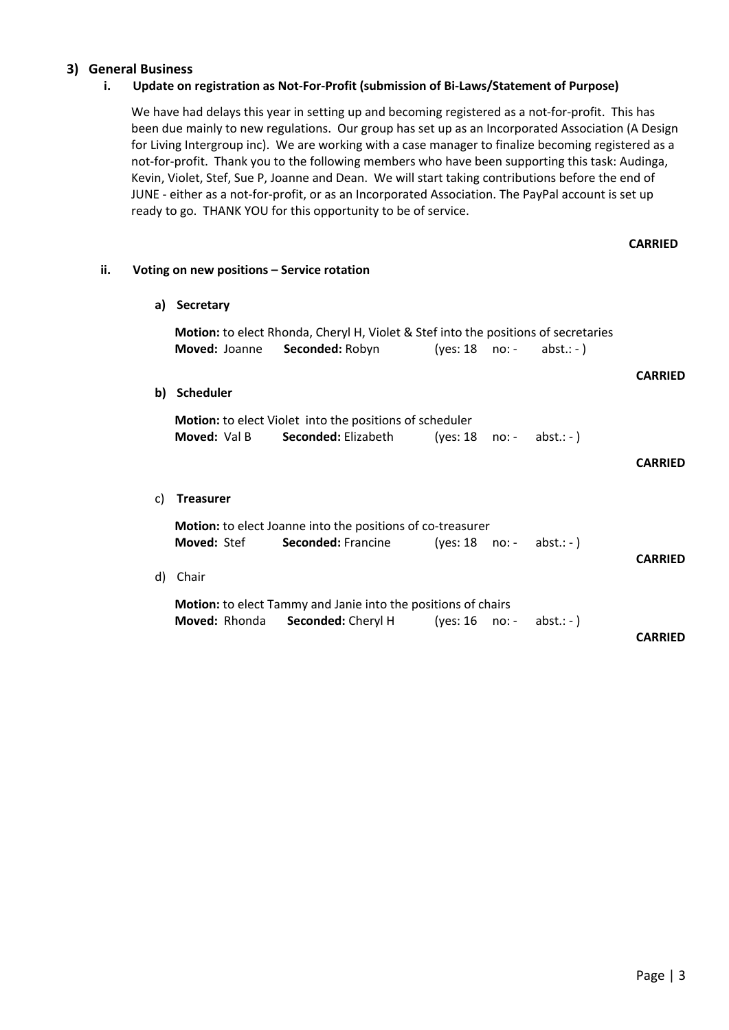## 3) General Business

### i. Update on registration as Not-For-Profit (submission of Bi-Laws/Statement of Purpose)

We have had delays this year in setting up and becoming registered as a not-for-profit. This has been due mainly to new regulations. Our group has set up as an Incorporated Association (A Design for Living Intergroup inc). We are working with a case manager to finalize becoming registered as a not-for-profit. Thank you to the following members who have been supporting this task: Audinga, Kevin, Violet, Stef, Sue P, Joanne and Dean. We will start taking contributions before the end of JUNE - either as a not-for-profit, or as an Incorporated Association. The PayPal account is set up ready to go. THANK YOU for this opportunity to be of service.

**CARRIED**

### ii. Voting on new positions – Service rotation

**a) Secretary**

**Motion:** to elect Rhonda, Cheryl H, Violet & Stef into the positions of secretaries
**Moved:** Joanne **Seconded:** Robyn (yes: 18 no: - abst.: - )

**CARRIED**

**b) Scheduler**

**Motion:** to elect Violet into the positions of scheduler
**Moved:** Val B **Seconded:** Elizabeth (yes: 18 no: - abst.: - )

**CARRIED**

c) **Treasurer**

**Motion:** to elect Joanne into the positions of co-treasurer
**Moved:** Stef **Seconded:** Francine (yes: 18 no: - abst.: - )

**CARRIED**

d) Chair

**Motion:** to elect Tammy and Janie into the positions of chairs
**Moved:** Rhonda **Seconded:** Cheryl H (yes: 16 no: - abst.: - )

**CARRIED**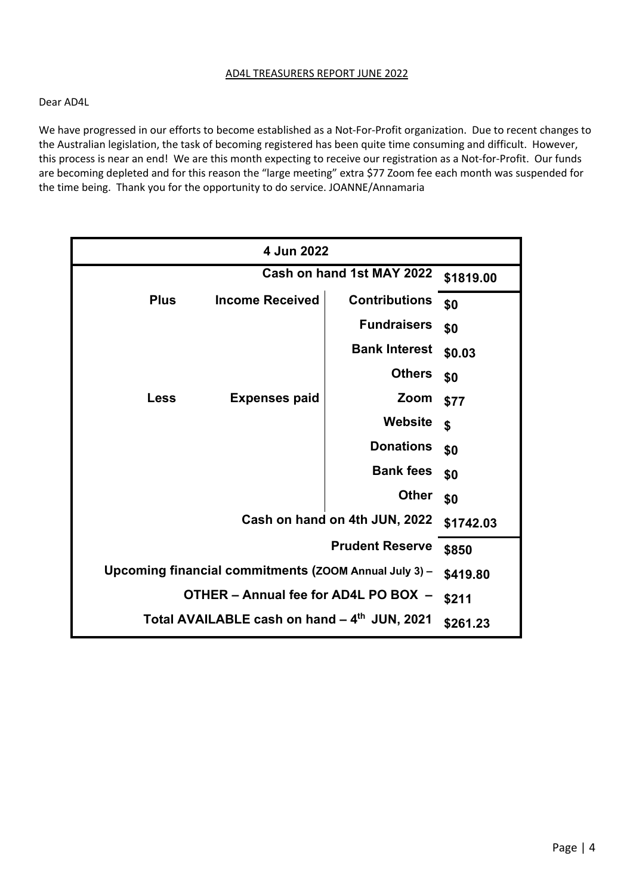AD4L TREASURERS REPORT JUNE 2022

Dear AD4L

We have progressed in our efforts to become established as a Not-For-Profit organization. Due to recent changes to the Australian legislation, the task of becoming registered has been quite time consuming and difficult. However, this process is near an end! We are this month expecting to receive our registration as a Not-for-Profit. Our funds are becoming depleted and for this reason the "large meeting" extra $77 Zoom fee each month was suspended for the time being. Thank you for the opportunity to do service. JOANNE/Annamaria

| **4 Jun 2022** | | | |
|---|---|---|---|
| | | **Cash on hand 1st MAY 2022** | **$1819.00** |
| **Plus** | **Income Received** | **Contributions** | **$0** |
| | | **Fundraisers** | **$0** |
| | | **Bank Interest** | **$0.03** |
| | | **Others** | **$0** |
| **Less** | **Expenses paid** | **Zoom** | **$77** |
| | | **Website** | **$** |
| | | **Donations** | **$0** |
| | | **Bank fees** | **$0** |
| | | **Other** | **$0** |
| | | **Cash on hand on 4th JUN, 2022** | **$1742.03** |
| | | **Prudent Reserve** | **$850** |
| | | **Upcoming financial commitments (ZOOM Annual July 3) –** | **$419.80** |
| | | **OTHER – Annual fee for AD4L PO BOX –** | **$211** |
| | | **Total AVAILABLE cash on hand – 4th JUN, 2021** | **$261.23** |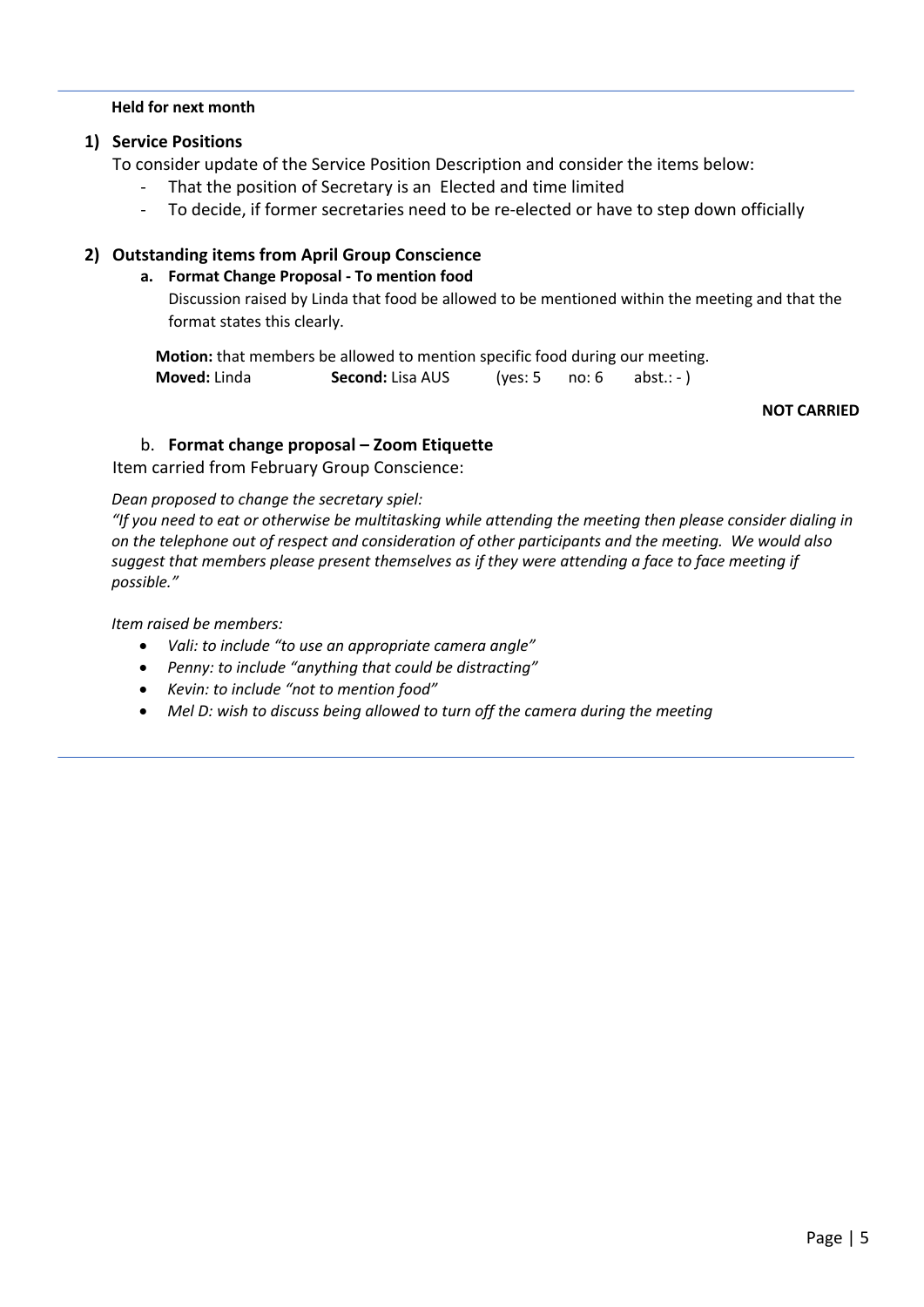**Held for next month**

1) **Service Positions**

To consider update of the Service Position Description and consider the items below:

- That the position of Secretary is an Elected and time limited
- To decide, if former secretaries need to be re-elected or have to step down officially

2) **Outstanding items from April Group Conscience**

**a. Format Change Proposal - To mention food**

Discussion raised by Linda that food be allowed to be mentioned within the meeting and that the format states this clearly.

**Motion:** that members be allowed to mention specific food during our meeting.
**Moved:** Linda **Second:** Lisa AUS (yes: 5 no: 6 abst.: - )

**NOT CARRIED**

b. **Format change proposal – Zoom Etiquette**

Item carried from February Group Conscience:

*Dean proposed to change the secretary spiel:*

*"If you need to eat or otherwise be multitasking while attending the meeting then please consider dialing in on the telephone out of respect and consideration of other participants and the meeting. We would also suggest that members please present themselves as if they were attending a face to face meeting if possible."*

*Item raised be members:*

- *Vali: to include "to use an appropriate camera angle"*
- *Penny: to include "anything that could be distracting"*
- *Kevin: to include "not to mention food"*
- *Mel D: wish to discuss being allowed to turn off the camera during the meeting*